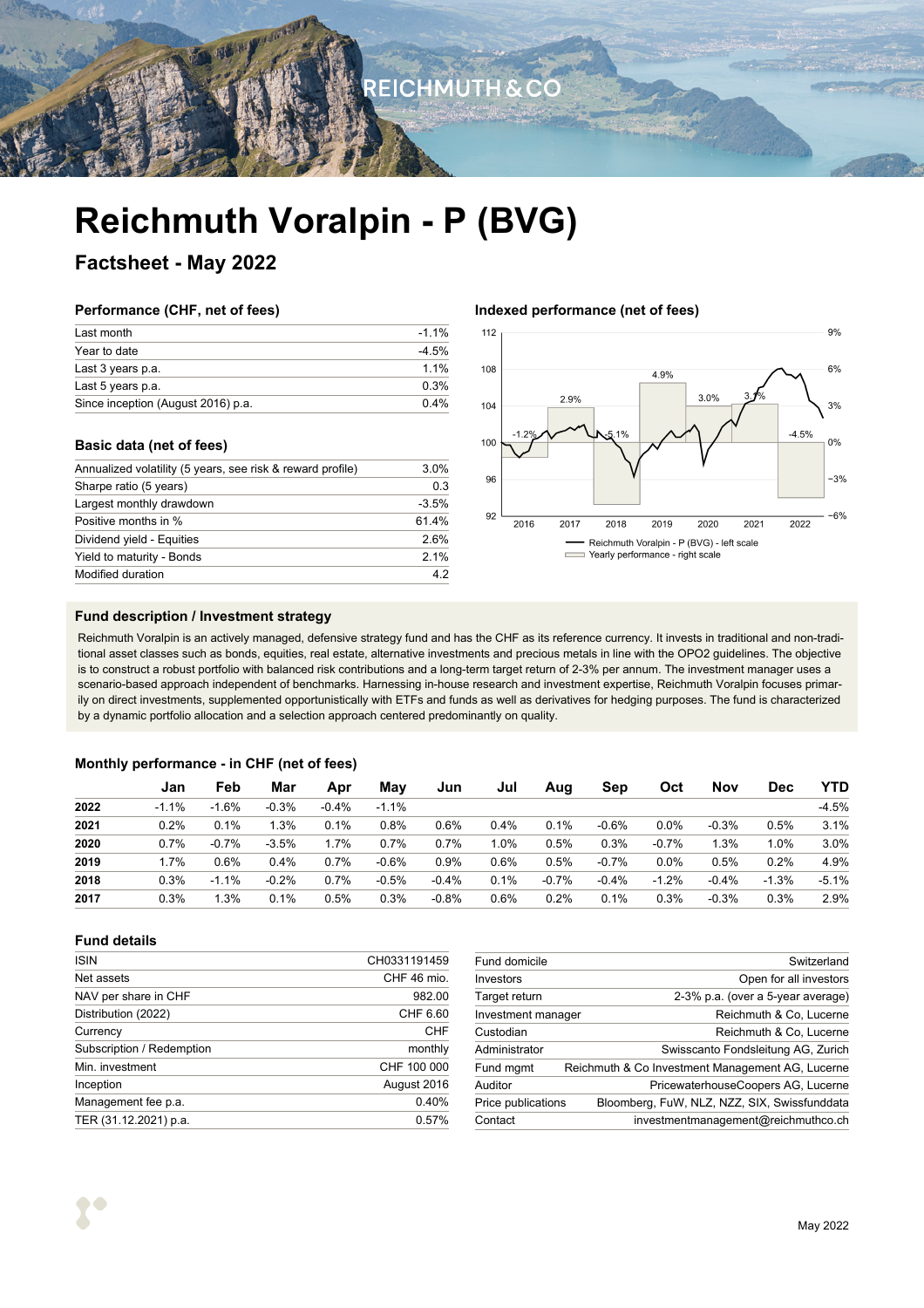# Reichmuth Voralpin - P (BVG)

## Factsheet - May 2022

### Performance (CHF, net of fees)

| | |
|---|---|
| Last month | -1.1% |
| Year to date | -4.5% |
| Last 3 years p.a. | 1.1% |
| Last 5 years p.a. | 0.3% |
| Since inception (August 2016) p.a. | 0.4% |

### Indexed performance (net of fees)

Reichmuth Voralpin - P (BVG) - left scale
Yearly performance - right scale

### Basic data (net of fees)

| | |
|---|---|
| Annualized volatility (5 years, see risk & reward profile) | 3.0% |
| Sharpe ratio (5 years) | 0.3 |
| Largest monthly drawdown | -3.5% |
| Positive months in % | 61.4% |
| Dividend yield - Equities | 2.6% |
| Yield to maturity - Bonds | 2.1% |
| Modified duration | 4.2 |

### Fund description / Investment strategy

Reichmuth Voralpin is an actively managed, defensive strategy fund and has the CHF as its reference currency. It invests in traditional and non-traditional asset classes such as bonds, equities, real estate, alternative investments and precious metals in line with the OPO2 guidelines. The objective is to construct a robust portfolio with balanced risk contributions and a long-term target return of 2-3% per annum. The investment manager uses a scenario-based approach independent of benchmarks. Harnessing in-house research and investment expertise, Reichmuth Voralpin focuses primarily on direct investments, supplemented opportunistically with ETFs and funds as well as derivatives for hedging purposes. The fund is characterized by a dynamic portfolio allocation and a selection approach centered predominantly on quality.

### Monthly performance - in CHF (net of fees)

| | Jan | Feb | Mar | Apr | May | Jun | Jul | Aug | Sep | Oct | Nov | Dec | YTD |
|---|---|---|---|---|---|---|---|---|---|---|---|---|---|
| **2022** | -1.1% | -1.6% | -0.3% | -0.4% | -1.1% | | | | | | | | -4.5% |
| **2021** | 0.2% | 0.1% | 1.3% | 0.1% | 0.8% | 0.6% | 0.4% | 0.1% | -0.6% | 0.0% | -0.3% | 0.5% | 3.1% |
| **2020** | 0.7% | -0.7% | -3.5% | 1.7% | 0.7% | 0.7% | 1.0% | 0.5% | 0.3% | -0.7% | 1.3% | 1.0% | 3.0% |
| **2019** | 1.7% | 0.6% | 0.4% | 0.7% | -0.6% | 0.9% | 0.6% | 0.5% | -0.7% | 0.0% | 0.5% | 0.2% | 4.9% |
| **2018** | 0.3% | -1.1% | -0.2% | 0.7% | -0.5% | -0.4% | 0.1% | -0.7% | -0.4% | -1.2% | -0.4% | -1.3% | -5.1% |
| **2017** | 0.3% | 1.3% | 0.1% | 0.5% | 0.3% | -0.8% | 0.6% | 0.2% | 0.1% | 0.3% | -0.3% | 0.3% | 2.9% |

### Fund details

| | |
|---|---|
| ISIN | CH0331191459 |
| Net assets | CHF 46 mio. |
| NAV per share in CHF | 982.00 |
| Distribution (2022) | CHF 6.60 |
| Currency | CHF |
| Subscription / Redemption | monthly |
| Min. investment | CHF 100 000 |
| Inception | August 2016 |
| Management fee p.a. | 0.40% |
| TER (31.12.2021) p.a. | 0.57% |

| | |
|---|---|
| Fund domicile | Switzerland |
| Investors | Open for all investors |
| Target return | 2-3% p.a. (over a 5-year average) |
| Investment manager | Reichmuth & Co, Lucerne |
| Custodian | Reichmuth & Co, Lucerne |
| Administrator | Swisscanto Fondsleitung AG, Zurich |
| Fund mgmt | Reichmuth & Co Investment Management AG, Lucerne |
| Auditor | PricewaterhouseCoopers AG, Lucerne |
| Price publications | Bloomberg, FuW, NLZ, NZZ, SIX, Swissfunddata |
| Contact | investmentmanagement@reichmuthco.ch |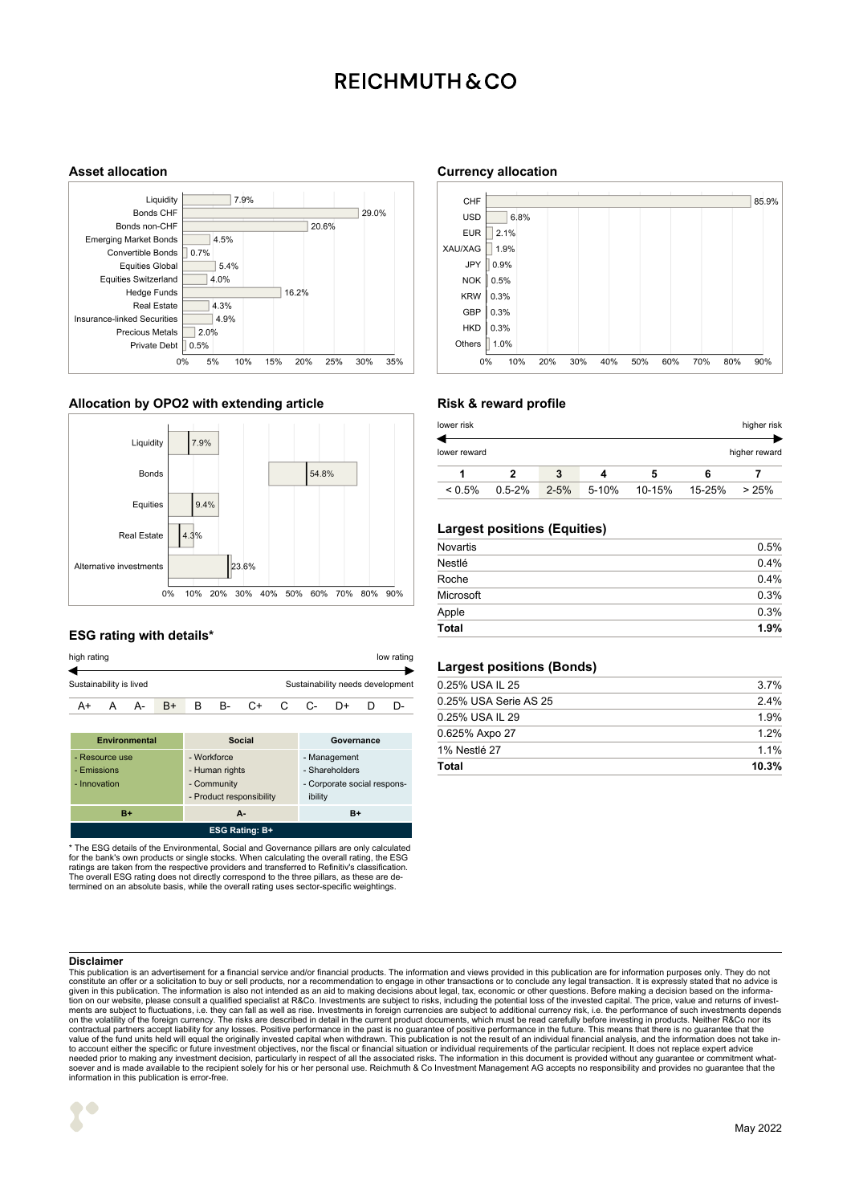REICHMUTH & CO

## Asset allocation

Liquidity 7.9%
Bonds CHF 29.0%
Bonds non-CHF 20.6%
Emerging Market Bonds 4.5%
Convertible Bonds 0.7%
Equities Global 5.4%
Equities Switzerland 4.0%
Hedge Funds 16.2%
Real Estate 4.3%
Insurance-linked Securities 4.9%
Precious Metals 2.0%
Private Debt 0.5%

0% 5% 10% 15% 20% 25% 30% 35%

## Currency allocation

CHF 85.9%
USD 6.8%
EUR 2.1%
XAU/XAG 1.9%
JPY 0.9%
NOK 0.5%
KRW 0.3%
GBP 0.3%
HKD 0.3%
Others 1.0%

0% 10% 20% 30% 40% 50% 60% 70% 80% 90%

## Allocation by OPO2 with extending article

Liquidity 7.9%
Bonds 54.8%
Equities 9.4%
Real Estate 4.3%
Alternative investments 23.6%

0% 10% 20% 30% 40% 50% 60% 70% 80% 90%

## Risk & reward profile

lower risk — higher risk

lower reward — higher reward

| 1 | 2 | 3 | 4 | 5 | 6 | 7 |
|---|---|---|---|---|---|---|
| < 0.5% | 0.5-2% | 2-5% | 5-10% | 10-15% | 15-25% | > 25% |

## Largest positions (Equities)

| | |
|---|---|
| Novartis | 0.5% |
| Nestlé | 0.4% |
| Roche | 0.4% |
| Microsoft | 0.3% |
| Apple | 0.3% |
| **Total** | **1.9%** |

## ESG rating with details*

high rating — low rating

Sustainability is lived — Sustainability needs development

A+ A A- B+ B B- C+ C C- D+ D D-

| Environmental | Social | Governance |
|---|---|---|
| - Resource use<br>- Emissions<br>- Innovation | - Workforce<br>- Human rights<br>- Community<br>- Product responsibility | - Management<br>- Shareholders<br>- Corporate social responsibility |
| B+ | A- | B+ |
| ESG Rating: B+ | | |

\* The ESG details of the Environmental, Social and Governance pillars are only calculated for the bank's own products or single stocks. When calculating the overall rating, the ESG ratings are taken from the respective providers and transferred to Refinitiv's classification. The overall ESG rating does not directly correspond to the three pillars, as these are determined on an absolute basis, while the overall rating uses sector-specific weightings.

## Largest positions (Bonds)

| | |
|---|---|
| 0.25% USA IL 25 | 3.7% |
| 0.25% USA Serie AS 25 | 2.4% |
| 0.25% USA IL 29 | 1.9% |
| 0.625% Axpo 27 | 1.2% |
| 1% Nestlé 27 | 1.1% |
| **Total** | **10.3%** |

### Disclaimer

This publication is an advertisement for a financial service and/or financial products. The information and views provided in this publication are for information purposes only. They do not constitute an offer or a solicitation to buy or sell products, nor a recommendation to engage in other transactions or to conclude any legal transaction. It is expressly stated that no advice is given in this publication. The information is also not intended as an aid to making decisions about legal, tax, economic or other questions. Before making a decision based on the information on our website, please consult a qualified specialist at R&Co. Investments are subject to risks, including the potential loss of the invested capital. The price, value and returns of investments are subject to fluctuations, i.e. they can fall as well as rise. Investments in foreign currencies are subject to additional currency risk, i.e. the performance of such investments depends on the volatility of the foreign currency. The risks are described in detail in the current product documents, which must be read carefully before investing in products. Neither R&Co nor its contractual partners accept liability for any losses. Positive performance in the past is no guarantee of positive performance in the future. This means that there is no guarantee that the value of the fund units held will equal the originally invested capital when withdrawn. This publication is not the result of an individual financial analysis, and the information does not take into account either the specific or future investment objectives, nor the fiscal or financial situation or individual requirements of the particular recipient. It does not replace expert advice needed prior to making any investment decision, particularly in respect of all the associated risks. The information in this document is provided without any guarantee or commitment whatsoever and is made available to the recipient solely for his or her personal use. Reichmuth & Co Investment Management AG accepts no responsibility and provides no guarantee that the information in this publication is error-free.

May 2022